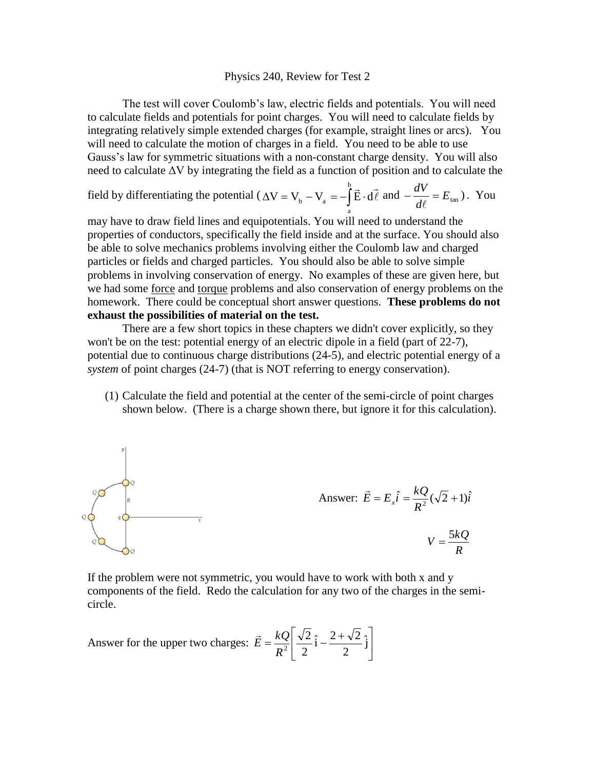# Physics 240, Review for Test 2

The test will cover Coulomb's law, electric fields and potentials. You will need to calculate fields and potentials for point charges. You will need to calculate fields by integrating relatively simple extended charges (for example, straight lines or arcs). You will need to calculate the motion of charges in a field. You need to be able to use Gauss's law for symmetric situations with a non-constant charge density. You will also need to calculate $\Delta V$ by integrating the field as a function of position and to calculate the field by differentiating the potential ($\Delta V = V_b - V_a = -\int_a^b \vec{E}\cdot d\vec{\ell}$ and $-\frac{dV}{d\ell} = E_{\tan}$). You may have to draw field lines and equipotentials. You will need to understand the properties of conductors, specifically the field inside and at the surface. You should also be able to solve mechanics problems involving either the Coulomb law and charged particles or fields and charged particles. You should also be able to solve simple problems in involving conservation of energy. No examples of these are given here, but we had some force and torque problems and also conservation of energy problems on the homework. There could be conceptual short answer questions. **These problems do not exhaust the possibilities of material on the test.**

There are a few short topics in these chapters we didn't cover explicitly, so they won't be on the test: potential energy of an electric dipole in a field (part of 22-7), potential due to continuous charge distributions (24-5), and electric potential energy of a *system* of point charges (24-7) (that is NOT referring to energy conservation).

(1) Calculate the field and potential at the center of the semi-circle of point charges shown below. (There is a charge shown there, but ignore it for this calculation).

Answer: $\vec{E} = E_x\hat{i} = \frac{kQ}{R^2}(\sqrt{2}+1)\hat{i}$

$$V = \frac{5kQ}{R}$$

If the problem were not symmetric, you would have to work with both x and y components of the field. Redo the calculation for any two of the charges in the semi-circle.

Answer for the upper two charges: $\vec{E} = \frac{kQ}{R^2}\left[\frac{\sqrt{2}}{2}\hat{\text{i}} - \frac{2+\sqrt{2}}{2}\hat{\text{j}}\right]$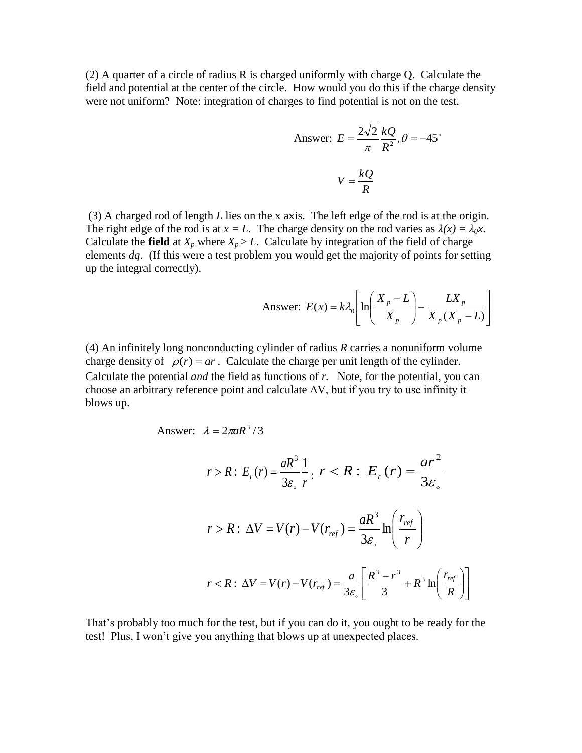(2) A quarter of a circle of radius R is charged uniformly with charge Q. Calculate the field and potential at the center of the circle. How would you do this if the charge density were not uniform? Note: integration of charges to find potential is not on the test.

$$\text{Answer: } E = \frac{2\sqrt{2}}{\pi}\frac{kQ}{R^2}, \theta = -45^\circ$$

$$V = \frac{kQ}{R}$$

(3) A charged rod of length $L$ lies on the x axis. The left edge of the rod is at the origin. The right edge of the rod is at $x = L$. The charge density on the rod varies as $\lambda(x) = \lambda_0 x$. Calculate the **field** at $X_p$ where $X_p > L$. Calculate by integration of the field of charge elements $dq$. (If this were a test problem you would get the majority of points for setting up the integral correctly).

$$\text{Answer: } E(x) = k\lambda_0\left[\ln\left(\frac{X_p - L}{X_p}\right) - \frac{LX_p}{X_p(X_p - L)}\right]$$

(4) An infinitely long nonconducting cylinder of radius $R$ carries a nonuniform volume charge density of $\rho(r) = ar$. Calculate the charge per unit length of the cylinder. Calculate the potential *and* the field as functions of $r$. Note, for the potential, you can choose an arbitrary reference point and calculate $\Delta V$, but if you try to use infinity it blows up.

$$\text{Answer: } \lambda = 2\pi a R^3/3$$

$$r > R:\ E_r(r) = \frac{aR^3}{3\varepsilon_\circ}\frac{1}{r};\ r < R:\ E_r(r) = \frac{ar^2}{3\varepsilon_\circ}$$

$$r > R:\ \Delta V = V(r) - V(r_{ref}) = \frac{aR^3}{3\varepsilon_\circ}\ln\left(\frac{r_{ref}}{r}\right)$$

$$r < R:\ \Delta V = V(r) - V(r_{ref}) = \frac{a}{3\varepsilon_\circ}\left[\frac{R^3 - r^3}{3} + R^3\ln\left(\frac{r_{ref}}{R}\right)\right]$$

That's probably too much for the test, but if you can do it, you ought to be ready for the test! Plus, I won't give you anything that blows up at unexpected places.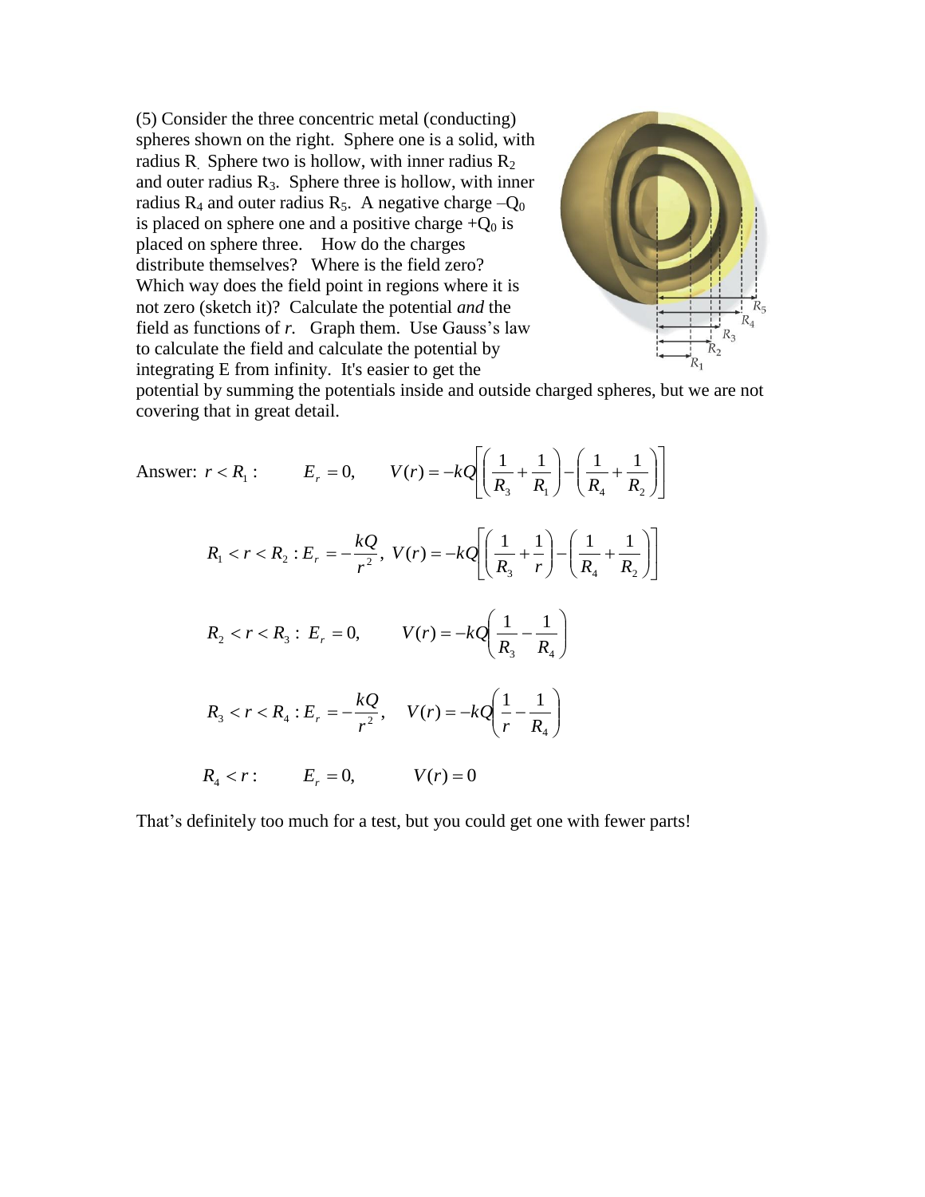(5) Consider the three concentric metal (conducting) spheres shown on the right. Sphere one is a solid, with radius R. Sphere two is hollow, with inner radius $R_2$ and outer radius $R_3$. Sphere three is hollow, with inner radius $R_4$ and outer radius $R_5$. A negative charge $-Q_0$ is placed on sphere one and a positive charge $+Q_0$ is placed on sphere three. How do the charges distribute themselves? Where is the field zero? Which way does the field point in regions where it is not zero (sketch it)? Calculate the potential *and* the field as functions of *r*. Graph them. Use Gauss's law to calculate the field and calculate the potential by integrating E from infinity. It's easier to get the potential by summing the potentials inside and outside charged spheres, but we are not covering that in great detail.

Answer: $r < R_1$ : $\quad E_r = 0, \quad V(r) = -kQ\left[\left(\frac{1}{R_3} + \frac{1}{R_1}\right) - \left(\frac{1}{R_4} + \frac{1}{R_2}\right)\right]$

$$R_1 < r < R_2 : E_r = -\frac{kQ}{r^2},\ V(r) = -kQ\left[\left(\frac{1}{R_3} + \frac{1}{r}\right) - \left(\frac{1}{R_4} + \frac{1}{R_2}\right)\right]$$

$$R_2 < r < R_3 :\ E_r = 0, \qquad V(r) = -kQ\left(\frac{1}{R_3} - \frac{1}{R_4}\right)$$

$$R_3 < r < R_4 : E_r = -\frac{kQ}{r^2}, \quad V(r) = -kQ\left(\frac{1}{r} - \frac{1}{R_4}\right)$$

$$R_4 < r : \qquad E_r = 0, \qquad V(r) = 0$$

That's definitely too much for a test, but you could get one with fewer parts!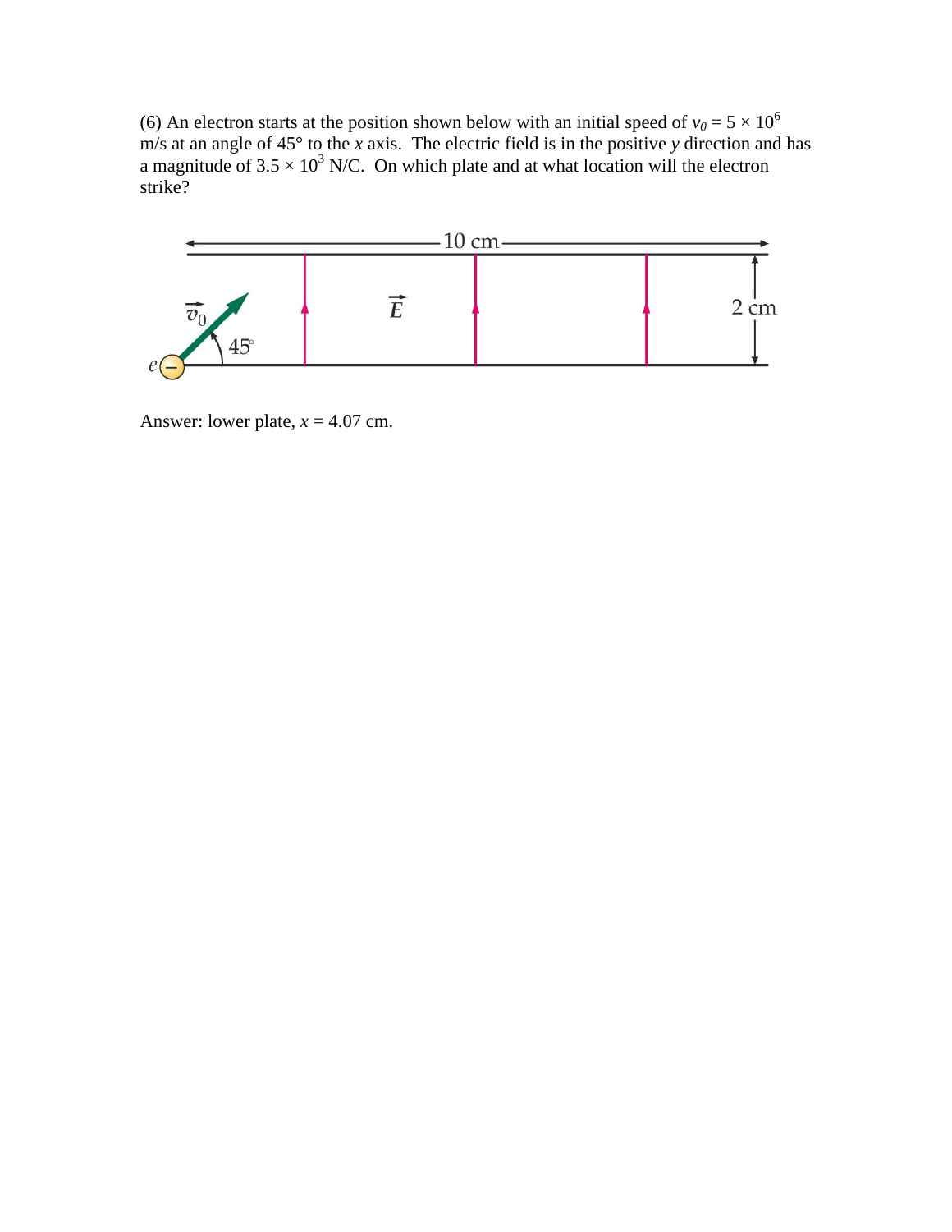(6) An electron starts at the position shown below with an initial speed of $v_0 = 5 \times 10^6$ m/s at an angle of 45° to the $x$ axis. The electric field is in the positive $y$ direction and has a magnitude of $3.5 \times 10^3$ N/C. On which plate and at what location will the electron strike?

10 cm

$\vec{v}_0$

45°

$e$

$\vec{E}$

2 cm

Answer: lower plate, $x = 4.07$ cm.